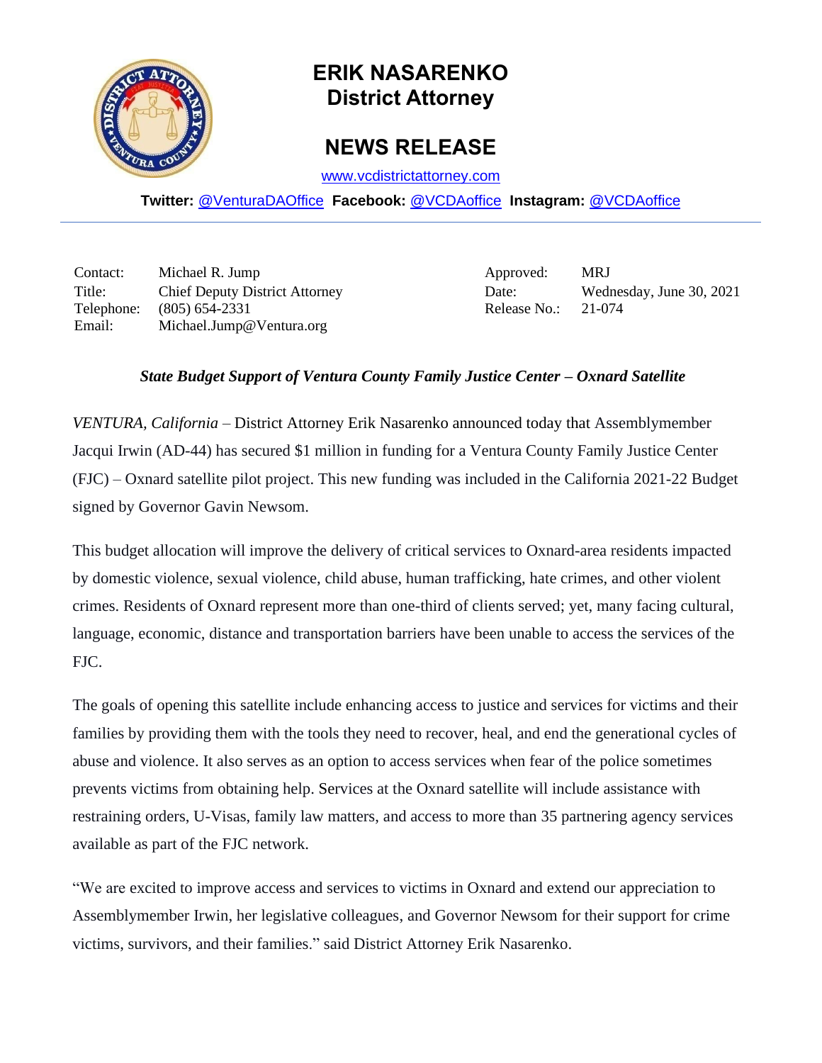# ERIK NASARENKO
## District Attorney

## NEWS RELEASE

www.vcdistrictattorney.com

**Twitter:** @VenturaDAOffice **Facebook:** @VCDAoffice **Instagram:** @VCDAoffice

---

| | | | |
|---|---|---|---|
| Contact: | Michael R. Jump | Approved: | MRJ |
| Title: | Chief Deputy District Attorney | Date: | Wednesday, June 30, 2021 |
| Telephone: | (805) 654-2331 | Release No.: | 21-074 |
| Email: | Michael.Jump@Ventura.org | | |

***State Budget Support of Ventura County Family Justice Center – Oxnard Satellite***

*VENTURA, California* – District Attorney Erik Nasarenko announced today that Assemblymember Jacqui Irwin (AD-44) has secured $1 million in funding for a Ventura County Family Justice Center (FJC) – Oxnard satellite pilot project. This new funding was included in the California 2021-22 Budget signed by Governor Gavin Newsom.

This budget allocation will improve the delivery of critical services to Oxnard-area residents impacted by domestic violence, sexual violence, child abuse, human trafficking, hate crimes, and other violent crimes. Residents of Oxnard represent more than one-third of clients served; yet, many facing cultural, language, economic, distance and transportation barriers have been unable to access the services of the FJC.

The goals of opening this satellite include enhancing access to justice and services for victims and their families by providing them with the tools they need to recover, heal, and end the generational cycles of abuse and violence. It also serves as an option to access services when fear of the police sometimes prevents victims from obtaining help. Services at the Oxnard satellite will include assistance with restraining orders, U-Visas, family law matters, and access to more than 35 partnering agency services available as part of the FJC network.

"We are excited to improve access and services to victims in Oxnard and extend our appreciation to Assemblymember Irwin, her legislative colleagues, and Governor Newsom for their support for crime victims, survivors, and their families." said District Attorney Erik Nasarenko.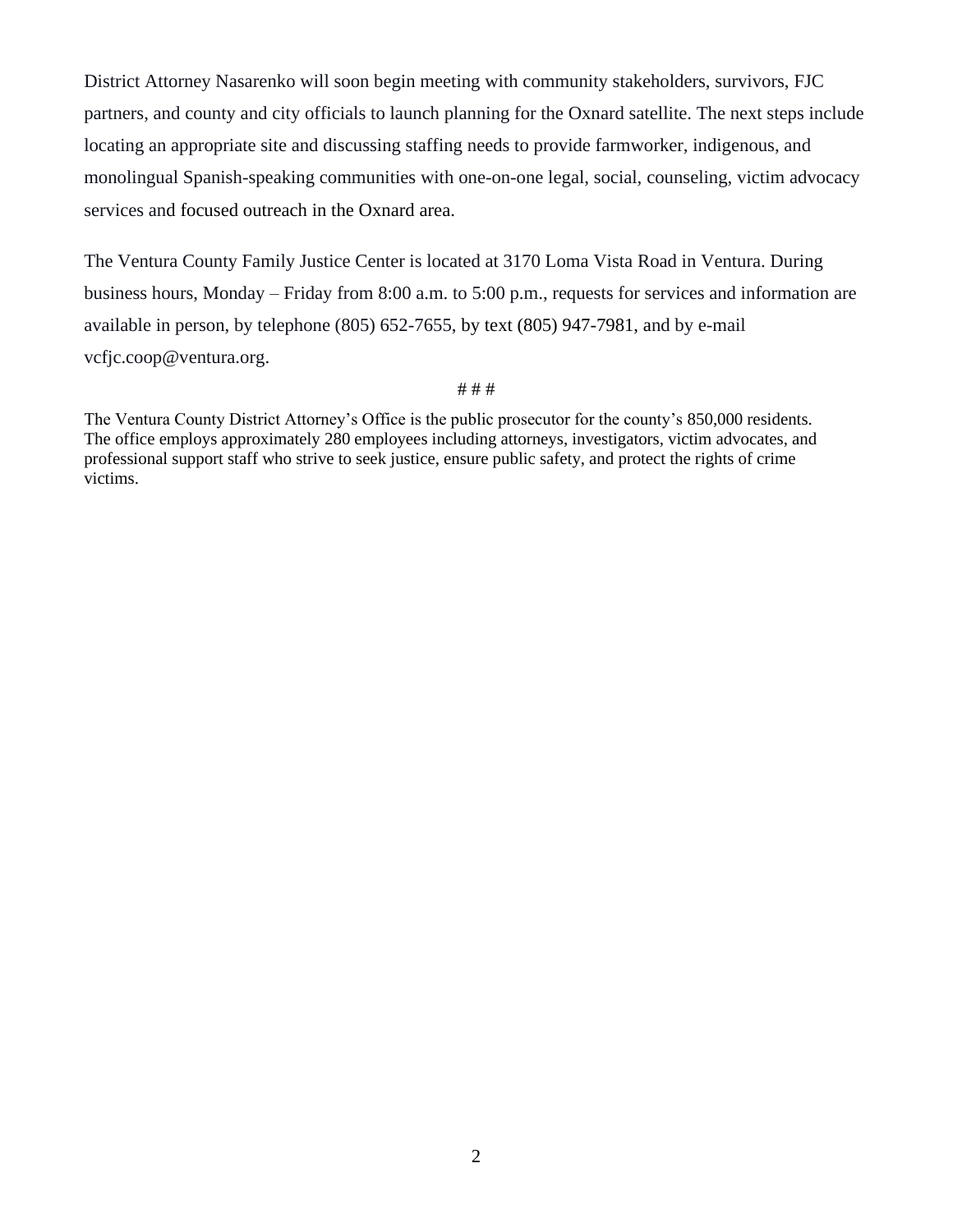District Attorney Nasarenko will soon begin meeting with community stakeholders, survivors, FJC partners, and county and city officials to launch planning for the Oxnard satellite. The next steps include locating an appropriate site and discussing staffing needs to provide farmworker, indigenous, and monolingual Spanish-speaking communities with one-on-one legal, social, counseling, victim advocacy services and focused outreach in the Oxnard area.

The Ventura County Family Justice Center is located at 3170 Loma Vista Road in Ventura. During business hours, Monday – Friday from 8:00 a.m. to 5:00 p.m., requests for services and information are available in person, by telephone (805) 652-7655, by text (805) 947-7981, and by e-mail vcfjc.coop@ventura.org.

# # #

The Ventura County District Attorney's Office is the public prosecutor for the county's 850,000 residents. The office employs approximately 280 employees including attorneys, investigators, victim advocates, and professional support staff who strive to seek justice, ensure public safety, and protect the rights of crime victims.